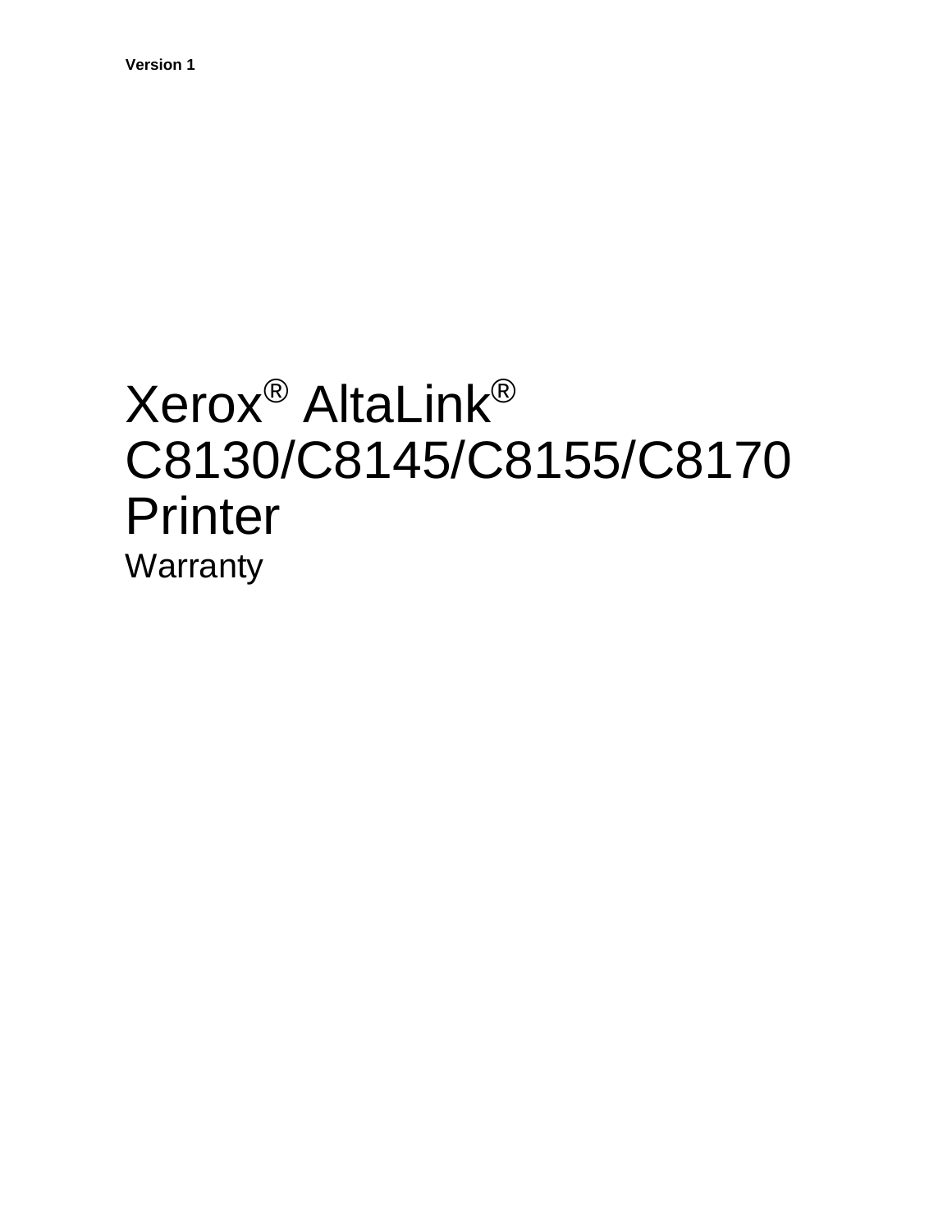**Version 1**

# Xerox® AltaLink® C8130/C8145/C8155/C8170 Printer

Warranty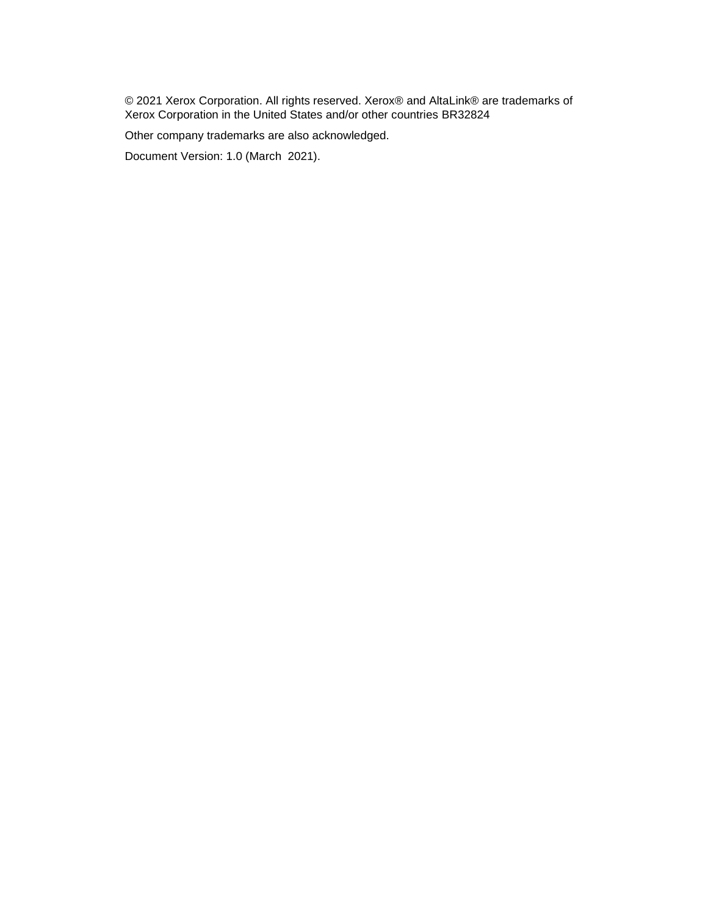© 2021 Xerox Corporation. All rights reserved. Xerox® and AltaLink® are trademarks of Xerox Corporation in the United States and/or other countries BR32824

Other company trademarks are also acknowledged.

Document Version: 1.0 (March 2021).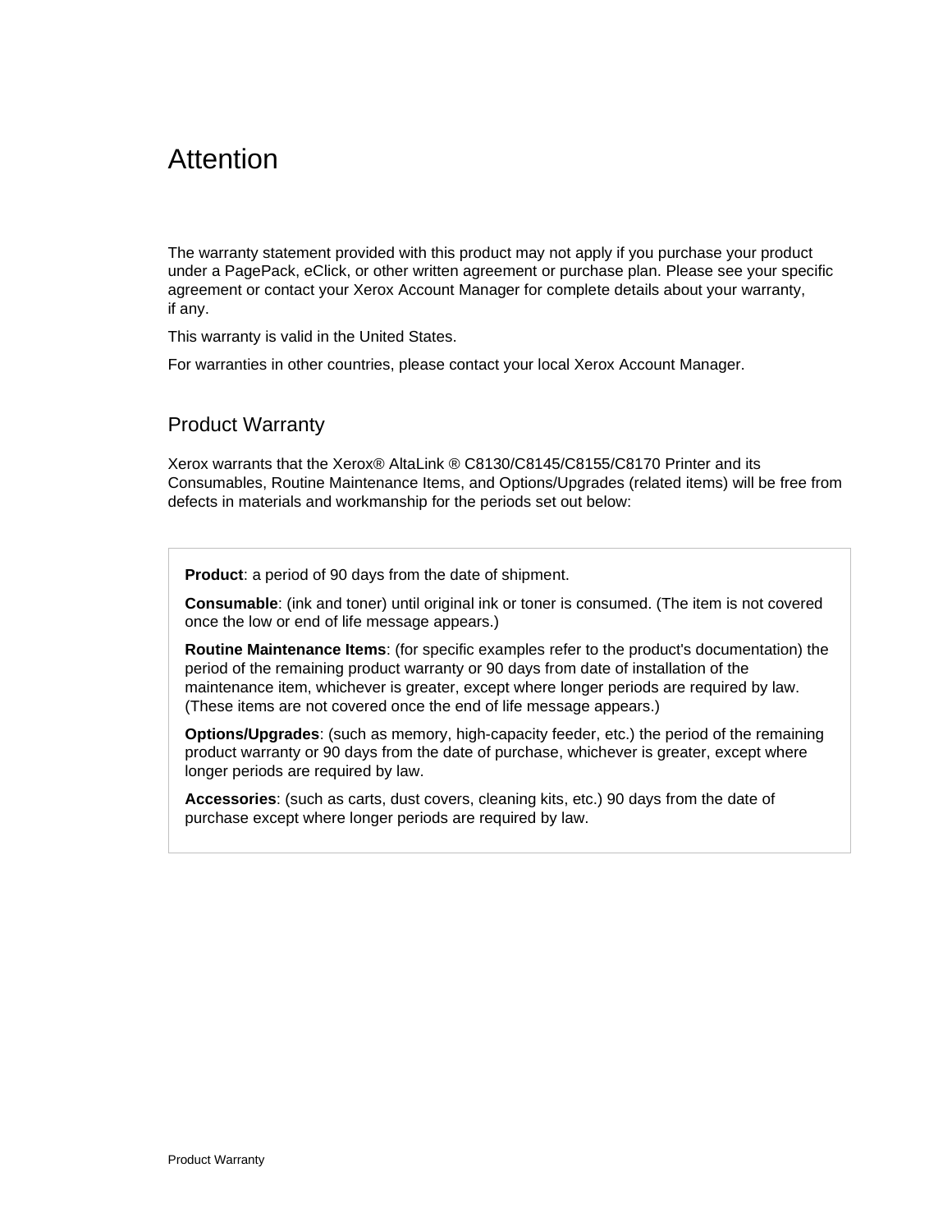# Attention

The warranty statement provided with this product may not apply if you purchase your product under a PagePack, eClick, or other written agreement or purchase plan. Please see your specific agreement or contact your Xerox Account Manager for complete details about your warranty, if any.

This warranty is valid in the United States.

For warranties in other countries, please contact your local Xerox Account Manager.

## Product Warranty

Xerox warrants that the Xerox® AltaLink ® C8130/C8145/C8155/C8170 Printer and its Consumables, Routine Maintenance Items, and Options/Upgrades (related items) will be free from defects in materials and workmanship for the periods set out below:

**Product**: a period of 90 days from the date of shipment.

**Consumable**: (ink and toner) until original ink or toner is consumed. (The item is not covered once the low or end of life message appears.)

**Routine Maintenance Items**: (for specific examples refer to the product's documentation) the period of the remaining product warranty or 90 days from date of installation of the maintenance item, whichever is greater, except where longer periods are required by law. (These items are not covered once the end of life message appears.)

**Options/Upgrades**: (such as memory, high-capacity feeder, etc.) the period of the remaining product warranty or 90 days from the date of purchase, whichever is greater, except where longer periods are required by law.

**Accessories**: (such as carts, dust covers, cleaning kits, etc.) 90 days from the date of purchase except where longer periods are required by law.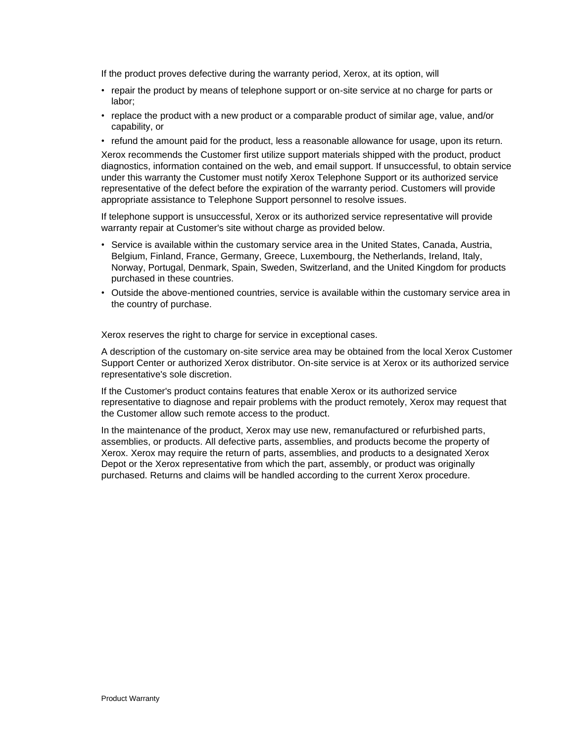If the product proves defective during the warranty period, Xerox, at its option, will

- repair the product by means of telephone support or on-site service at no charge for parts or labor;
- replace the product with a new product or a comparable product of similar age, value, and/or capability, or
- refund the amount paid for the product, less a reasonable allowance for usage, upon its return.

Xerox recommends the Customer first utilize support materials shipped with the product, product diagnostics, information contained on the web, and email support. If unsuccessful, to obtain service under this warranty the Customer must notify Xerox Telephone Support or its authorized service representative of the defect before the expiration of the warranty period. Customers will provide appropriate assistance to Telephone Support personnel to resolve issues.

If telephone support is unsuccessful, Xerox or its authorized service representative will provide warranty repair at Customer's site without charge as provided below.

- Service is available within the customary service area in the United States, Canada, Austria, Belgium, Finland, France, Germany, Greece, Luxembourg, the Netherlands, Ireland, Italy, Norway, Portugal, Denmark, Spain, Sweden, Switzerland, and the United Kingdom for products purchased in these countries.
- Outside the above-mentioned countries, service is available within the customary service area in the country of purchase.

Xerox reserves the right to charge for service in exceptional cases.

A description of the customary on-site service area may be obtained from the local Xerox Customer Support Center or authorized Xerox distributor. On-site service is at Xerox or its authorized service representative's sole discretion.

If the Customer's product contains features that enable Xerox or its authorized service representative to diagnose and repair problems with the product remotely, Xerox may request that the Customer allow such remote access to the product.

In the maintenance of the product, Xerox may use new, remanufactured or refurbished parts, assemblies, or products. All defective parts, assemblies, and products become the property of Xerox. Xerox may require the return of parts, assemblies, and products to a designated Xerox Depot or the Xerox representative from which the part, assembly, or product was originally purchased. Returns and claims will be handled according to the current Xerox procedure.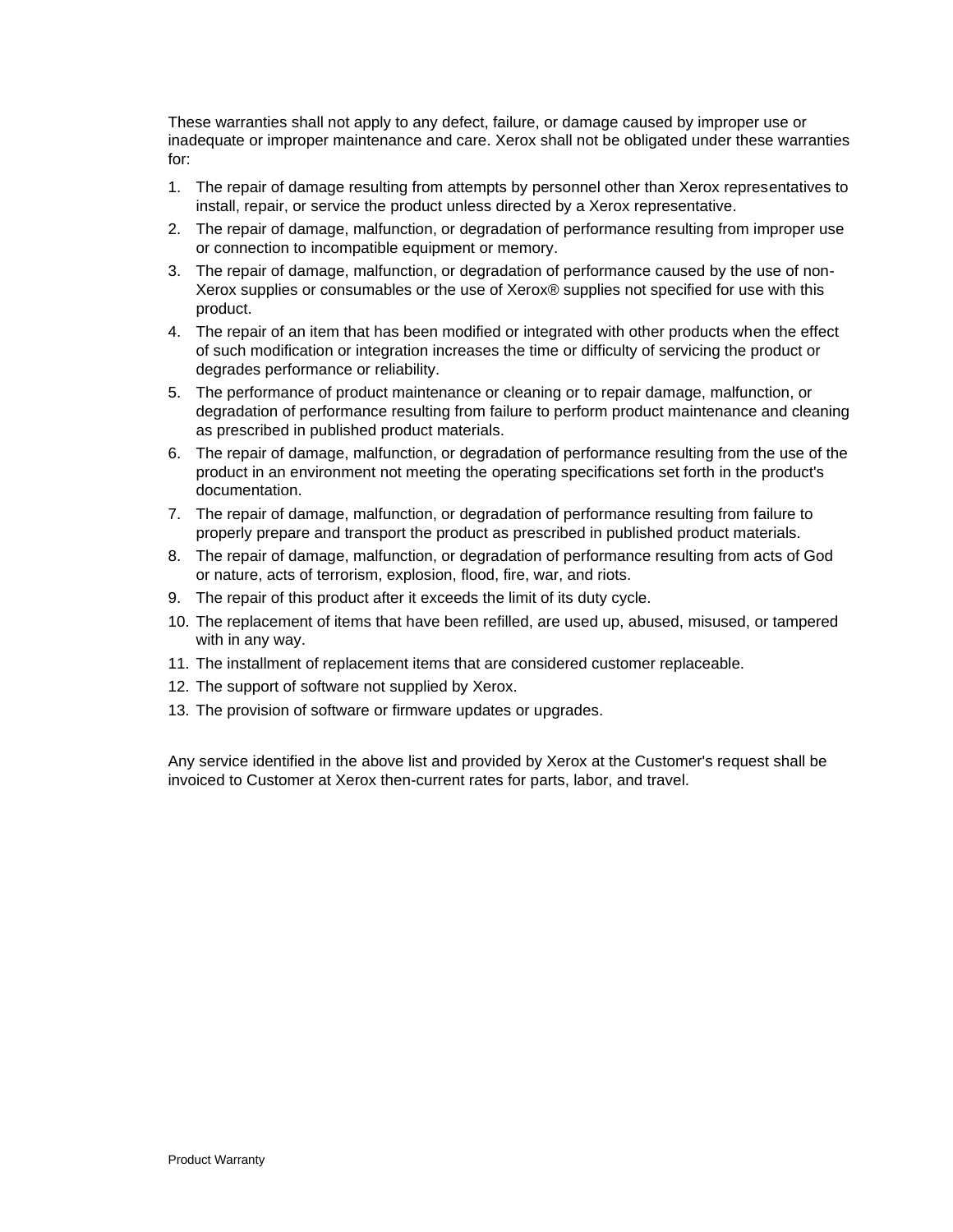These warranties shall not apply to any defect, failure, or damage caused by improper use or inadequate or improper maintenance and care. Xerox shall not be obligated under these warranties for:

1. The repair of damage resulting from attempts by personnel other than Xerox representatives to install, repair, or service the product unless directed by a Xerox representative.
2. The repair of damage, malfunction, or degradation of performance resulting from improper use or connection to incompatible equipment or memory.
3. The repair of damage, malfunction, or degradation of performance caused by the use of non-Xerox supplies or consumables or the use of Xerox® supplies not specified for use with this product.
4. The repair of an item that has been modified or integrated with other products when the effect of such modification or integration increases the time or difficulty of servicing the product or degrades performance or reliability.
5. The performance of product maintenance or cleaning or to repair damage, malfunction, or degradation of performance resulting from failure to perform product maintenance and cleaning as prescribed in published product materials.
6. The repair of damage, malfunction, or degradation of performance resulting from the use of the product in an environment not meeting the operating specifications set forth in the product's documentation.
7. The repair of damage, malfunction, or degradation of performance resulting from failure to properly prepare and transport the product as prescribed in published product materials.
8. The repair of damage, malfunction, or degradation of performance resulting from acts of God or nature, acts of terrorism, explosion, flood, fire, war, and riots.
9. The repair of this product after it exceeds the limit of its duty cycle.
10. The replacement of items that have been refilled, are used up, abused, misused, or tampered with in any way.
11. The installment of replacement items that are considered customer replaceable.
12. The support of software not supplied by Xerox.
13. The provision of software or firmware updates or upgrades.

Any service identified in the above list and provided by Xerox at the Customer's request shall be invoiced to Customer at Xerox then-current rates for parts, labor, and travel.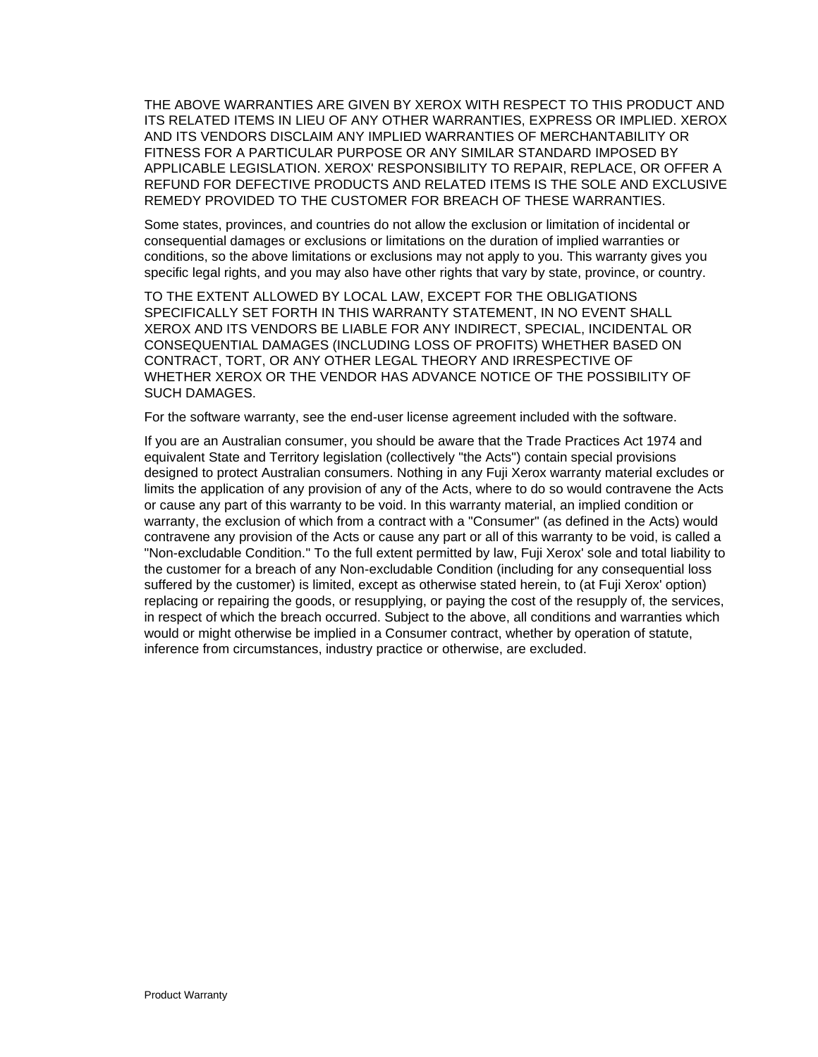THE ABOVE WARRANTIES ARE GIVEN BY XEROX WITH RESPECT TO THIS PRODUCT AND ITS RELATED ITEMS IN LIEU OF ANY OTHER WARRANTIES, EXPRESS OR IMPLIED. XEROX AND ITS VENDORS DISCLAIM ANY IMPLIED WARRANTIES OF MERCHANTABILITY OR FITNESS FOR A PARTICULAR PURPOSE OR ANY SIMILAR STANDARD IMPOSED BY APPLICABLE LEGISLATION. XEROX' RESPONSIBILITY TO REPAIR, REPLACE, OR OFFER A REFUND FOR DEFECTIVE PRODUCTS AND RELATED ITEMS IS THE SOLE AND EXCLUSIVE REMEDY PROVIDED TO THE CUSTOMER FOR BREACH OF THESE WARRANTIES.

Some states, provinces, and countries do not allow the exclusion or limitation of incidental or consequential damages or exclusions or limitations on the duration of implied warranties or conditions, so the above limitations or exclusions may not apply to you. This warranty gives you specific legal rights, and you may also have other rights that vary by state, province, or country.

TO THE EXTENT ALLOWED BY LOCAL LAW, EXCEPT FOR THE OBLIGATIONS SPECIFICALLY SET FORTH IN THIS WARRANTY STATEMENT, IN NO EVENT SHALL XEROX AND ITS VENDORS BE LIABLE FOR ANY INDIRECT, SPECIAL, INCIDENTAL OR CONSEQUENTIAL DAMAGES (INCLUDING LOSS OF PROFITS) WHETHER BASED ON CONTRACT, TORT, OR ANY OTHER LEGAL THEORY AND IRRESPECTIVE OF WHETHER XEROX OR THE VENDOR HAS ADVANCE NOTICE OF THE POSSIBILITY OF SUCH DAMAGES.

For the software warranty, see the end-user license agreement included with the software.

If you are an Australian consumer, you should be aware that the Trade Practices Act 1974 and equivalent State and Territory legislation (collectively "the Acts") contain special provisions designed to protect Australian consumers. Nothing in any Fuji Xerox warranty material excludes or limits the application of any provision of any of the Acts, where to do so would contravene the Acts or cause any part of this warranty to be void. In this warranty material, an implied condition or warranty, the exclusion of which from a contract with a "Consumer" (as defined in the Acts) would contravene any provision of the Acts or cause any part or all of this warranty to be void, is called a "Non-excludable Condition." To the full extent permitted by law, Fuji Xerox' sole and total liability to the customer for a breach of any Non-excludable Condition (including for any consequential loss suffered by the customer) is limited, except as otherwise stated herein, to (at Fuji Xerox' option) replacing or repairing the goods, or resupplying, or paying the cost of the resupply of, the services, in respect of which the breach occurred. Subject to the above, all conditions and warranties which would or might otherwise be implied in a Consumer contract, whether by operation of statute, inference from circumstances, industry practice or otherwise, are excluded.